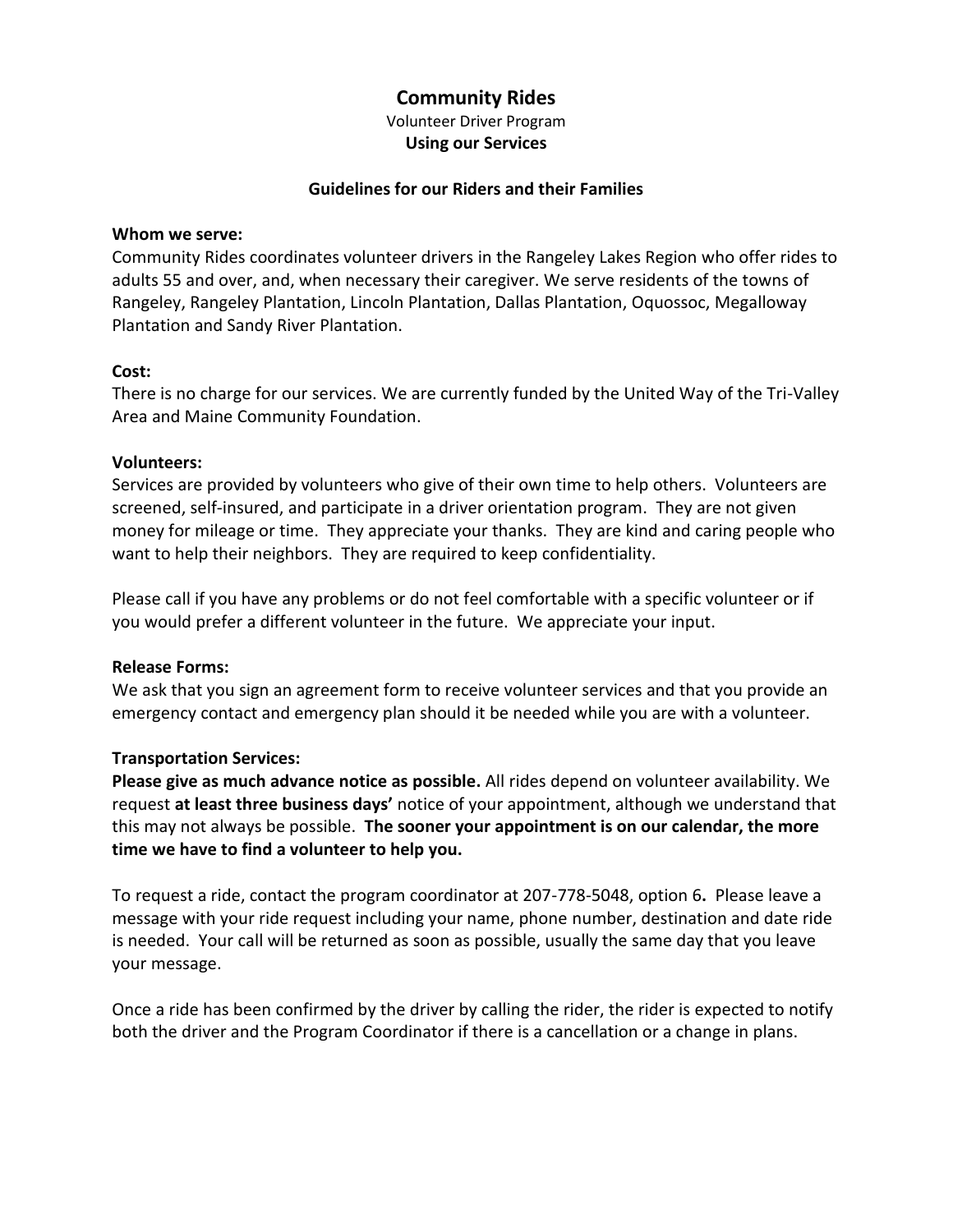# Community Rides

Volunteer Driver Program

**Using our Services**

## Guidelines for our Riders and their Families

**Whom we serve:**

Community Rides coordinates volunteer drivers in the Rangeley Lakes Region who offer rides to adults 55 and over, and, when necessary their caregiver. We serve residents of the towns of Rangeley, Rangeley Plantation, Lincoln Plantation, Dallas Plantation, Oquossoc, Megalloway Plantation and Sandy River Plantation.

**Cost:**

There is no charge for our services. We are currently funded by the United Way of the Tri-Valley Area and Maine Community Foundation.

**Volunteers:**

Services are provided by volunteers who give of their own time to help others. Volunteers are screened, self-insured, and participate in a driver orientation program. They are not given money for mileage or time. They appreciate your thanks. They are kind and caring people who want to help their neighbors. They are required to keep confidentiality.

Please call if you have any problems or do not feel comfortable with a specific volunteer or if you would prefer a different volunteer in the future. We appreciate your input.

**Release Forms:**

We ask that you sign an agreement form to receive volunteer services and that you provide an emergency contact and emergency plan should it be needed while you are with a volunteer.

**Transportation Services:**

**Please give as much advance notice as possible.** All rides depend on volunteer availability. We request **at least three business days'** notice of your appointment, although we understand that this may not always be possible. **The sooner your appointment is on our calendar, the more time we have to find a volunteer to help you.**

To request a ride, contact the program coordinator at 207-778-5048, option 6**.** Please leave a message with your ride request including your name, phone number, destination and date ride is needed. Your call will be returned as soon as possible, usually the same day that you leave your message.

Once a ride has been confirmed by the driver by calling the rider, the rider is expected to notify both the driver and the Program Coordinator if there is a cancellation or a change in plans.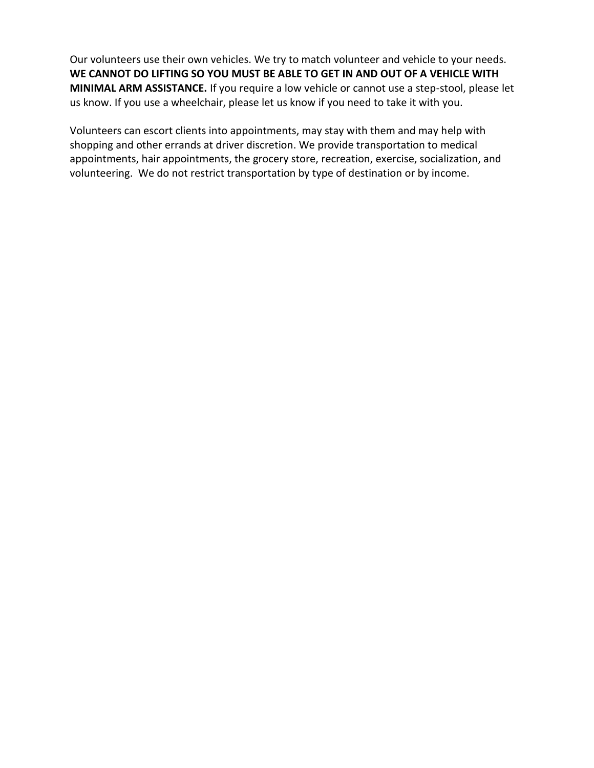Our volunteers use their own vehicles. We try to match volunteer and vehicle to your needs. **WE CANNOT DO LIFTING SO YOU MUST BE ABLE TO GET IN AND OUT OF A VEHICLE WITH MINIMAL ARM ASSISTANCE.** If you require a low vehicle or cannot use a step-stool, please let us know. If you use a wheelchair, please let us know if you need to take it with you.

Volunteers can escort clients into appointments, may stay with them and may help with shopping and other errands at driver discretion. We provide transportation to medical appointments, hair appointments, the grocery store, recreation, exercise, socialization, and volunteering. We do not restrict transportation by type of destination or by income.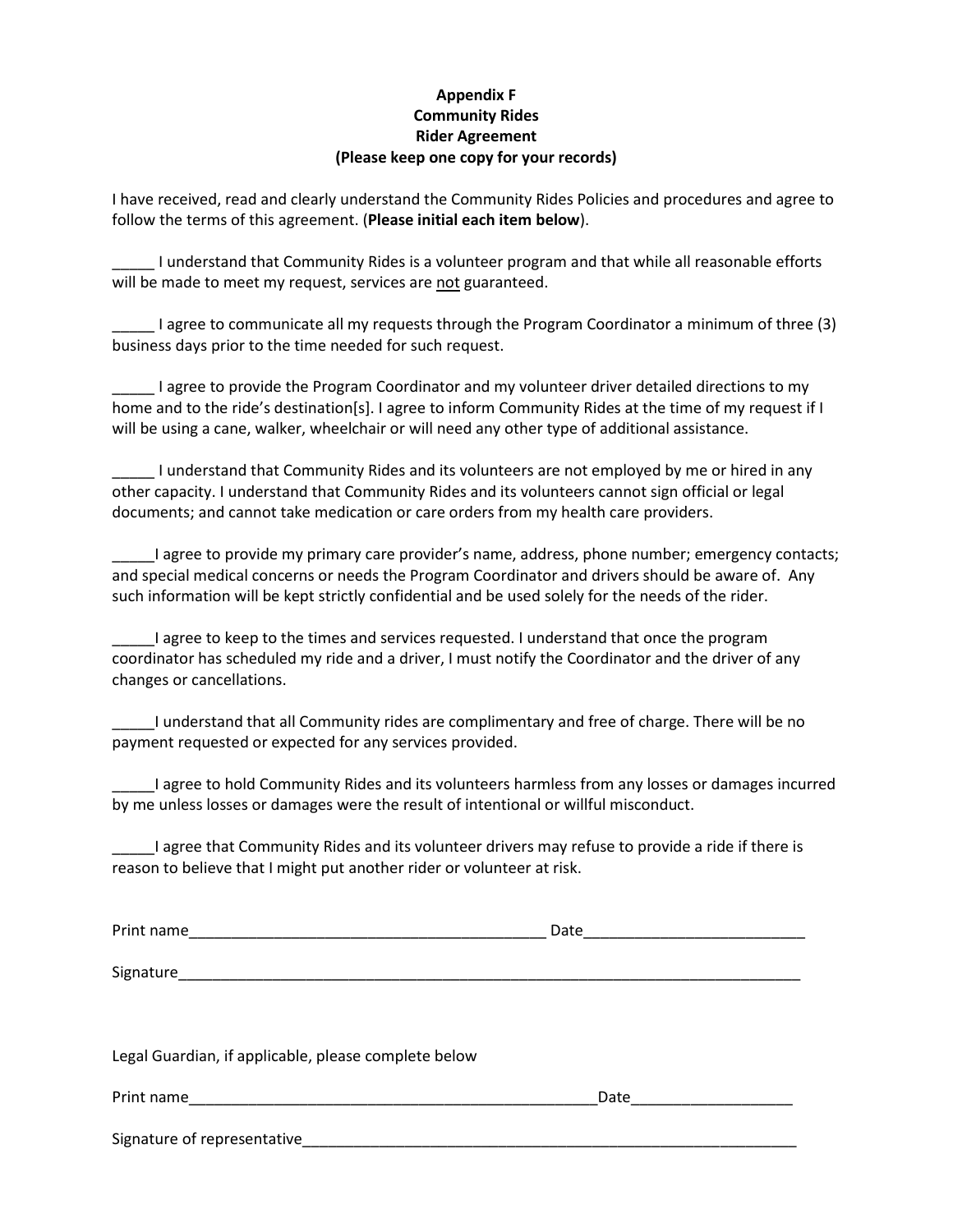**Appendix F**
**Community Rides**
**Rider Agreement**
**(Please keep one copy for your records)**

I have received, read and clearly understand the Community Rides Policies and procedures and agree to follow the terms of this agreement. (**Please initial each item below**).

_____ I understand that Community Rides is a volunteer program and that while all reasonable efforts will be made to meet my request, services are <u>not</u> guaranteed.

_____ I agree to communicate all my requests through the Program Coordinator a minimum of three (3) business days prior to the time needed for such request.

_____ I agree to provide the Program Coordinator and my volunteer driver detailed directions to my home and to the ride's destination[s]. I agree to inform Community Rides at the time of my request if I will be using a cane, walker, wheelchair or will need any other type of additional assistance.

_____ I understand that Community Rides and its volunteers are not employed by me or hired in any other capacity. I understand that Community Rides and its volunteers cannot sign official or legal documents; and cannot take medication or care orders from my health care providers.

_____I agree to provide my primary care provider's name, address, phone number; emergency contacts; and special medical concerns or needs the Program Coordinator and drivers should be aware of. Any such information will be kept strictly confidential and be used solely for the needs of the rider.

_____I agree to keep to the times and services requested. I understand that once the program coordinator has scheduled my ride and a driver, I must notify the Coordinator and the driver of any changes or cancellations.

_____I understand that all Community rides are complimentary and free of charge. There will be no payment requested or expected for any services provided.

_____I agree to hold Community Rides and its volunteers harmless from any losses or damages incurred by me unless losses or damages were the result of intentional or willful misconduct.

_____I agree that Community Rides and its volunteer drivers may refuse to provide a ride if there is reason to believe that I might put another rider or volunteer at risk.

Print name___________________________________________ Date__________________________

Signature____________________________________________________________________________

Legal Guardian, if applicable, please complete below

Print name__________________________________________________Date___________________

Signature of representative_____________________________________________________________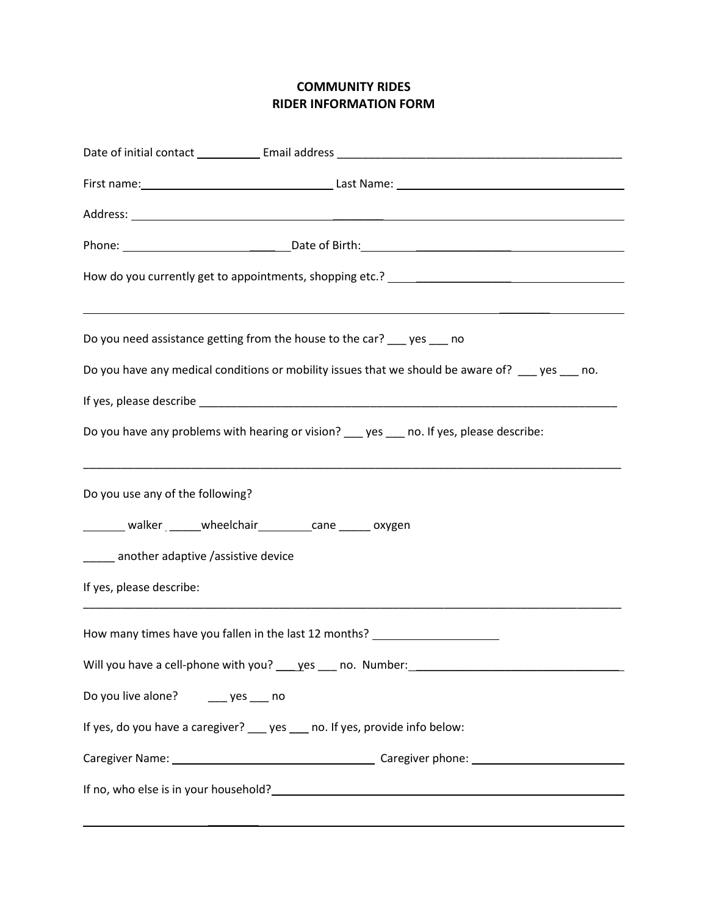# COMMUNITY RIDES
## RIDER INFORMATION FORM

Date of initial contact __________ Email address ____________________________________________

First name: ______________________________ Last Name: ____________________________________

Address: ________________________________________________________________________________

Phone: ____________________________ Date of Birth: ____________________________________

How do you currently get to appointments, shopping etc.? ____________________________________

_________________________________________________________________________________________

Do you need assistance getting from the house to the car? ___ yes ___ no

Do you have any medical conditions or mobility issues that we should be aware of? ___ yes ___ no.

If yes, please describe ___________________________________________________________________

Do you have any problems with hearing or vision? ___ yes ___ no. If yes, please describe:

_________________________________________________________________________________________

Do you use any of the following?

_______ walker _____wheelchair_________cane _____ oxygen

_____ another adaptive /assistive device

If yes, please describe:

_________________________________________________________________________________________

How many times have you fallen in the last 12 months? ___________________

Will you have a cell-phone with you? ___yes ___ no. Number: __________________________________

Do you live alone? ___ yes ___ no

If yes, do you have a caregiver? ___ yes ___ no. If yes, provide info below:

Caregiver Name: _________________________________ Caregiver phone: ________________________

If no, who else is in your household? ____________________________________________________

_________________________________________________________________________________________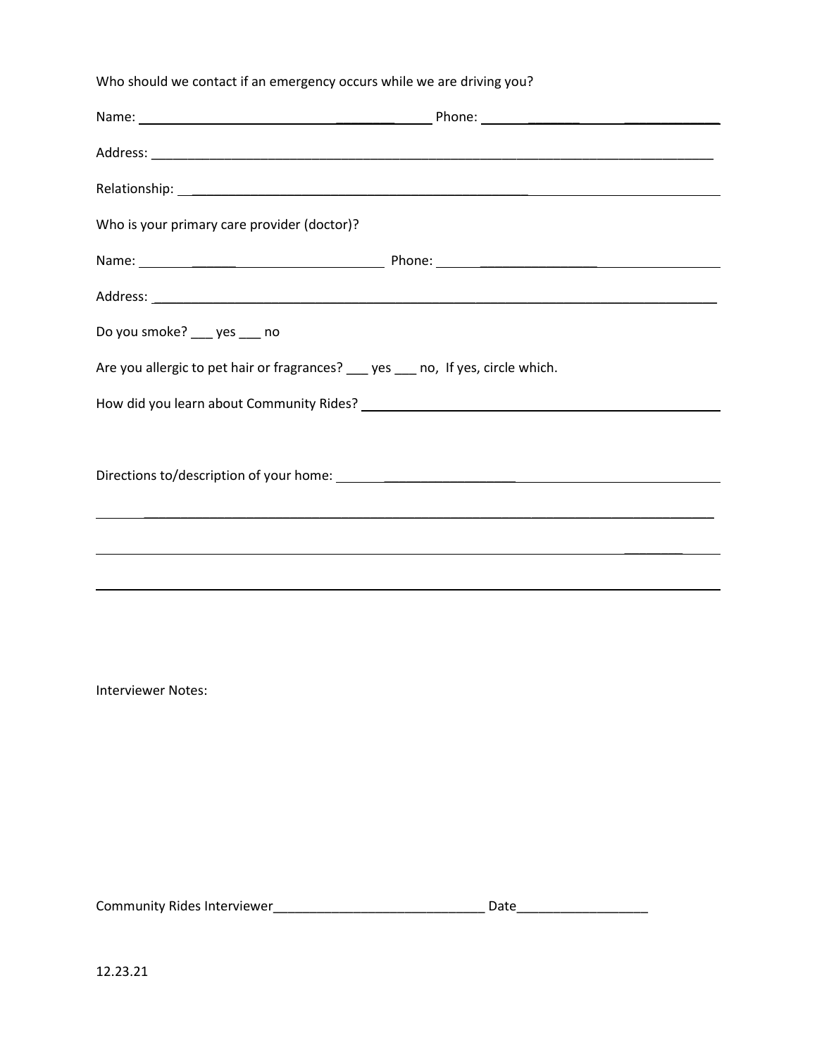Who should we contact if an emergency occurs while we are driving you?

Name: ______________________________ Phone: ______________________________

Address: ______________________________________________________________________

Relationship: __________________________________________________________________

Who is your primary care provider (doctor)?

Name: ______________________________ Phone: ______________________________

Address: ______________________________________________________________________

Do you smoke? ___ yes ___ no

Are you allergic to pet hair or fragrances? ___ yes ___ no, If yes, circle which.

How did you learn about Community Rides? ____________________________________________

Directions to/description of your home: ______________________________________________

______________________________________________________________________________

______________________________________________________________________________

______________________________________________________________________________

Interviewer Notes:

Community Rides Interviewer_____________________________ Date_________________

12.23.21